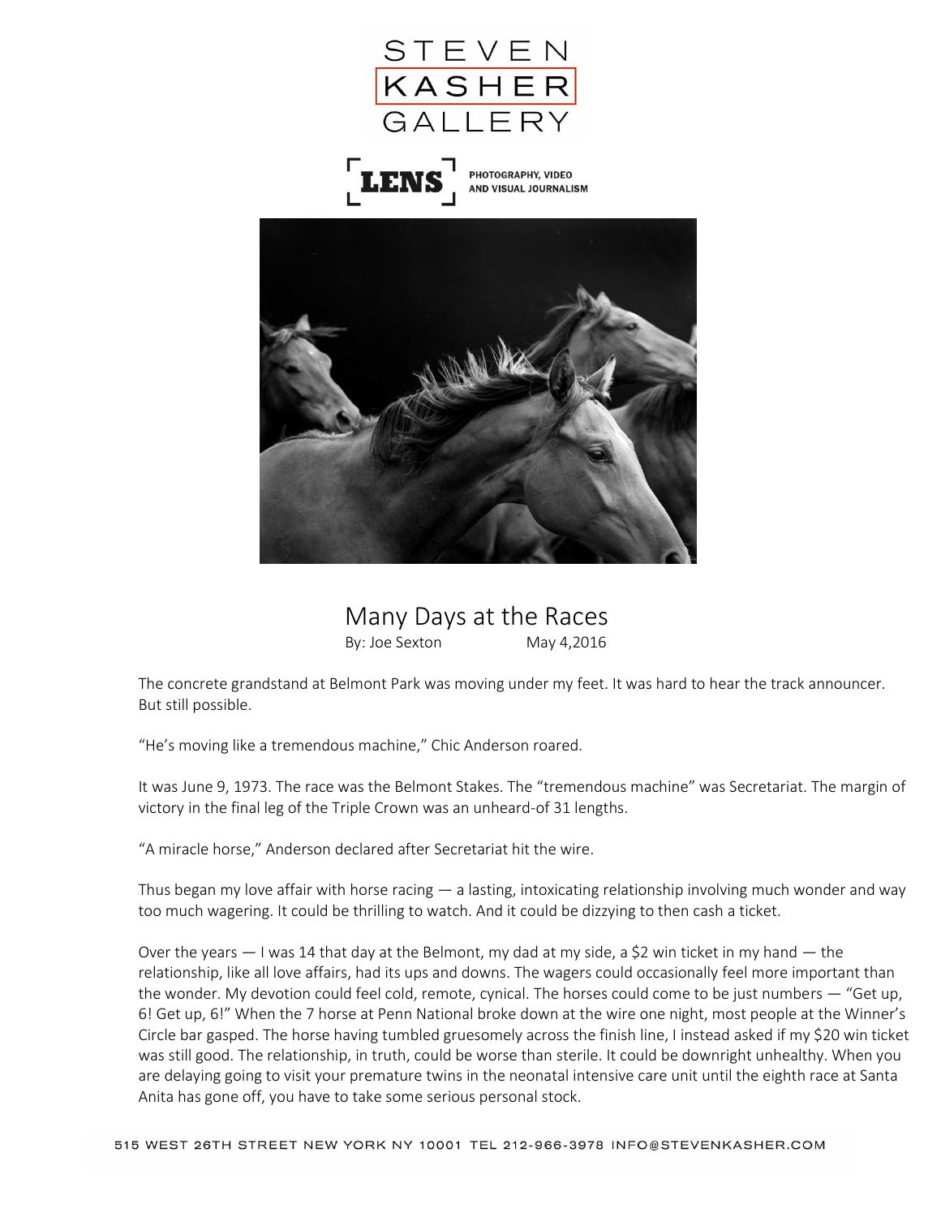STEVEN KASHER GALLERY

LENS — PHOTOGRAPHY, VIDEO AND VISUAL JOURNALISM

# Many Days at the Races

By: Joe Sexton May 4,2016

The concrete grandstand at Belmont Park was moving under my feet. It was hard to hear the track announcer. But still possible.

"He's moving like a tremendous machine," Chic Anderson roared.

It was June 9, 1973. The race was the Belmont Stakes. The "tremendous machine" was Secretariat. The margin of victory in the final leg of the Triple Crown was an unheard-of 31 lengths.

"A miracle horse," Anderson declared after Secretariat hit the wire.

Thus began my love affair with horse racing — a lasting, intoxicating relationship involving much wonder and way too much wagering. It could be thrilling to watch. And it could be dizzying to then cash a ticket.

Over the years — I was 14 that day at the Belmont, my dad at my side, a $2 win ticket in my hand — the relationship, like all love affairs, had its ups and downs. The wagers could occasionally feel more important than the wonder. My devotion could feel cold, remote, cynical. The horses could come to be just numbers — "Get up, 6! Get up, 6!" When the 7 horse at Penn National broke down at the wire one night, most people at the Winner's Circle bar gasped. The horse having tumbled gruesomely across the finish line, I instead asked if my $20 win ticket was still good. The relationship, in truth, could be worse than sterile. It could be downright unhealthy. When you are delaying going to visit your premature twins in the neonatal intensive care unit until the eighth race at Santa Anita has gone off, you have to take some serious personal stock.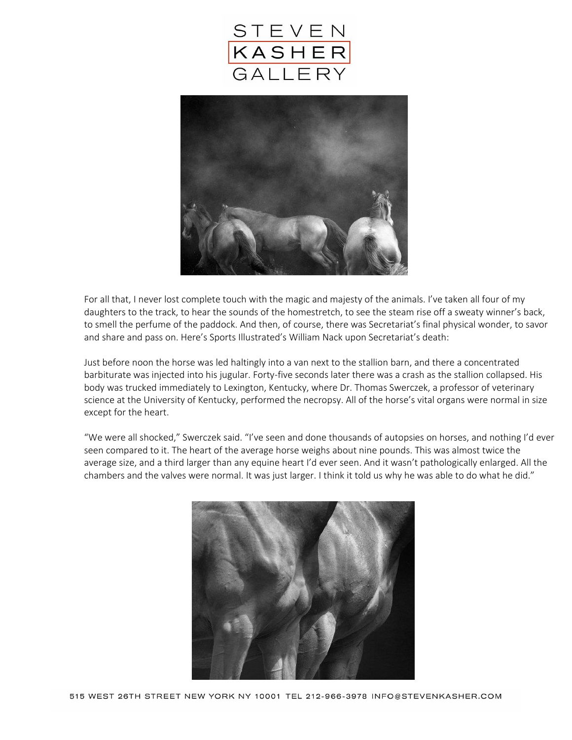For all that, I never lost complete touch with the magic and majesty of the animals. I've taken all four of my daughters to the track, to hear the sounds of the homestretch, to see the steam rise off a sweaty winner's back, to smell the perfume of the paddock. And then, of course, there was Secretariat's final physical wonder, to savor and share and pass on. Here's Sports Illustrated's William Nack upon Secretariat's death:

Just before noon the horse was led haltingly into a van next to the stallion barn, and there a concentrated barbiturate was injected into his jugular. Forty-five seconds later there was a crash as the stallion collapsed. His body was trucked immediately to Lexington, Kentucky, where Dr. Thomas Swerczek, a professor of veterinary science at the University of Kentucky, performed the necropsy. All of the horse's vital organs were normal in size except for the heart.

"We were all shocked," Swerczek said. "I've seen and done thousands of autopsies on horses, and nothing I'd ever seen compared to it. The heart of the average horse weighs about nine pounds. This was almost twice the average size, and a third larger than any equine heart I'd ever seen. And it wasn't pathologically enlarged. All the chambers and the valves were normal. It was just larger. I think it told us why he was able to do what he did."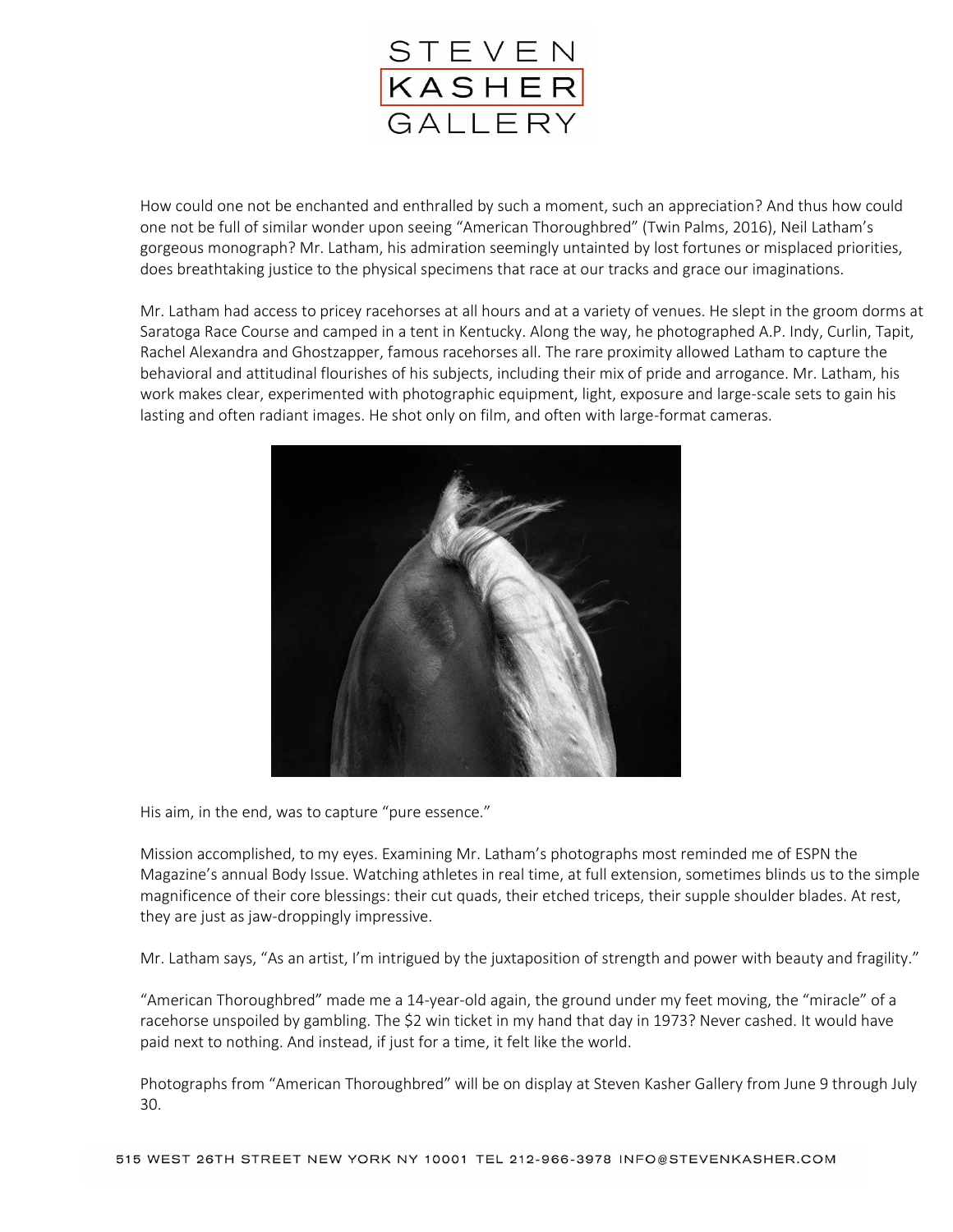How could one not be enchanted and enthralled by such a moment, such an appreciation? And thus how could one not be full of similar wonder upon seeing "American Thoroughbred" (Twin Palms, 2016), Neil Latham's gorgeous monograph? Mr. Latham, his admiration seemingly untainted by lost fortunes or misplaced priorities, does breathtaking justice to the physical specimens that race at our tracks and grace our imaginations.

Mr. Latham had access to pricey racehorses at all hours and at a variety of venues. He slept in the groom dorms at Saratoga Race Course and camped in a tent in Kentucky. Along the way, he photographed A.P. Indy, Curlin, Tapit, Rachel Alexandra and Ghostzapper, famous racehorses all. The rare proximity allowed Latham to capture the behavioral and attitudinal flourishes of his subjects, including their mix of pride and arrogance. Mr. Latham, his work makes clear, experimented with photographic equipment, light, exposure and large-scale sets to gain his lasting and often radiant images. He shot only on film, and often with large-format cameras.

His aim, in the end, was to capture "pure essence."

Mission accomplished, to my eyes. Examining Mr. Latham's photographs most reminded me of ESPN the Magazine's annual Body Issue. Watching athletes in real time, at full extension, sometimes blinds us to the simple magnificence of their core blessings: their cut quads, their etched triceps, their supple shoulder blades. At rest, they are just as jaw-droppingly impressive.

Mr. Latham says, "As an artist, I'm intrigued by the juxtaposition of strength and power with beauty and fragility."

"American Thoroughbred" made me a 14-year-old again, the ground under my feet moving, the "miracle" of a racehorse unspoiled by gambling. The $2 win ticket in my hand that day in 1973? Never cashed. It would have paid next to nothing. And instead, if just for a time, it felt like the world.

Photographs from "American Thoroughbred" will be on display at Steven Kasher Gallery from June 9 through July 30.